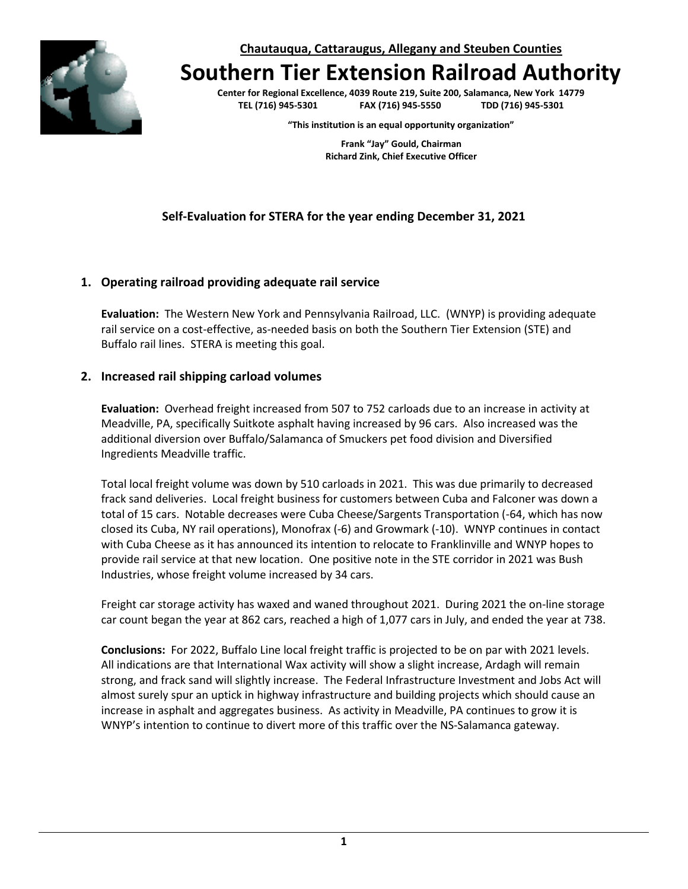**Chautauqua, Cattaraugus, Allegany and Steuben Counties**

# Southern Tier Extension Railroad Authority

**Center for Regional Excellence, 4039 Route 219, Suite 200, Salamanca, New York 14779**
**TEL (716) 945-5301 FAX (716) 945-5550 TDD (716) 945-5301**

**"This institution is an equal opportunity organization"**

**Frank "Jay" Gould, Chairman**
**Richard Zink, Chief Executive Officer**

## Self-Evaluation for STERA for the year ending December 31, 2021

### 1. Operating railroad providing adequate rail service

**Evaluation:** The Western New York and Pennsylvania Railroad, LLC. (WNYP) is providing adequate rail service on a cost-effective, as-needed basis on both the Southern Tier Extension (STE) and Buffalo rail lines. STERA is meeting this goal.

### 2. Increased rail shipping carload volumes

**Evaluation:** Overhead freight increased from 507 to 752 carloads due to an increase in activity at Meadville, PA, specifically Suitkote asphalt having increased by 96 cars. Also increased was the additional diversion over Buffalo/Salamanca of Smuckers pet food division and Diversified Ingredients Meadville traffic.

Total local freight volume was down by 510 carloads in 2021. This was due primarily to decreased frack sand deliveries. Local freight business for customers between Cuba and Falconer was down a total of 15 cars. Notable decreases were Cuba Cheese/Sargents Transportation (-64, which has now closed its Cuba, NY rail operations), Monofrax (-6) and Growmark (-10). WNYP continues in contact with Cuba Cheese as it has announced its intention to relocate to Franklinville and WNYP hopes to provide rail service at that new location. One positive note in the STE corridor in 2021 was Bush Industries, whose freight volume increased by 34 cars.

Freight car storage activity has waxed and waned throughout 2021. During 2021 the on-line storage car count began the year at 862 cars, reached a high of 1,077 cars in July, and ended the year at 738.

**Conclusions:** For 2022, Buffalo Line local freight traffic is projected to be on par with 2021 levels. All indications are that International Wax activity will show a slight increase, Ardagh will remain strong, and frack sand will slightly increase. The Federal Infrastructure Investment and Jobs Act will almost surely spur an uptick in highway infrastructure and building projects which should cause an increase in asphalt and aggregates business. As activity in Meadville, PA continues to grow it is WNYP's intention to continue to divert more of this traffic over the NS-Salamanca gateway.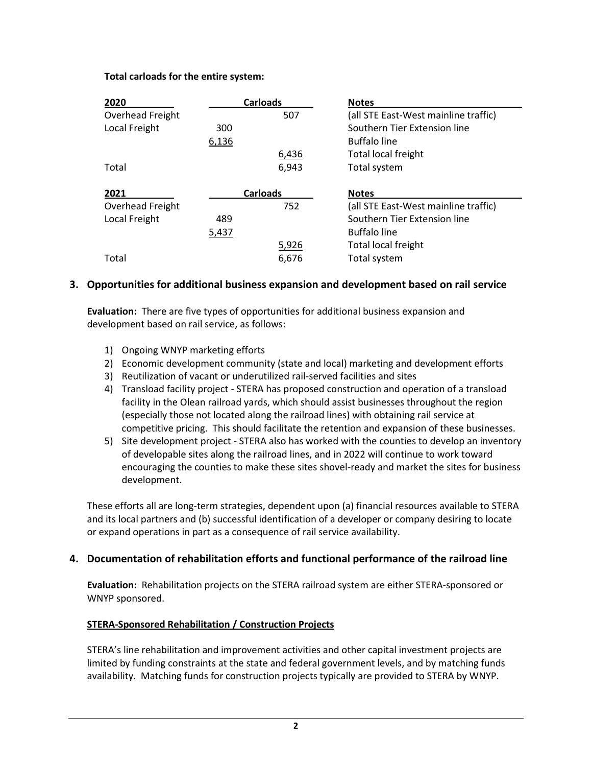**Total carloads for the entire system:**

| 2020 | Carloads | | Notes |
|---|---|---|---|
| Overhead Freight | | 507 | (all STE East-West mainline traffic) |
| Local Freight | 300 | | Southern Tier Extension line |
| | 6,136 | | Buffalo line |
| | | 6,436 | Total local freight |
| Total | | 6,943 | Total system |

| 2021 | Carloads | | Notes |
|---|---|---|---|
| Overhead Freight | | 752 | (all STE East-West mainline traffic) |
| Local Freight | 489 | | Southern Tier Extension line |
| | 5,437 | | Buffalo line |
| | | 5,926 | Total local freight |
| Total | | 6,676 | Total system |

## 3. Opportunities for additional business expansion and development based on rail service

**Evaluation:** There are five types of opportunities for additional business expansion and development based on rail service, as follows:

1) Ongoing WNYP marketing efforts
2) Economic development community (state and local) marketing and development efforts
3) Reutilization of vacant or underutilized rail-served facilities and sites
4) Transload facility project - STERA has proposed construction and operation of a transload facility in the Olean railroad yards, which should assist businesses throughout the region (especially those not located along the railroad lines) with obtaining rail service at competitive pricing. This should facilitate the retention and expansion of these businesses.
5) Site development project - STERA also has worked with the counties to develop an inventory of developable sites along the railroad lines, and in 2022 will continue to work toward encouraging the counties to make these sites shovel-ready and market the sites for business development.

These efforts all are long-term strategies, dependent upon (a) financial resources available to STERA and its local partners and (b) successful identification of a developer or company desiring to locate or expand operations in part as a consequence of rail service availability.

## 4. Documentation of rehabilitation efforts and functional performance of the railroad line

**Evaluation:** Rehabilitation projects on the STERA railroad system are either STERA-sponsored or WNYP sponsored.

**STERA-Sponsored Rehabilitation / Construction Projects**

STERA's line rehabilitation and improvement activities and other capital investment projects are limited by funding constraints at the state and federal government levels, and by matching funds availability. Matching funds for construction projects typically are provided to STERA by WNYP.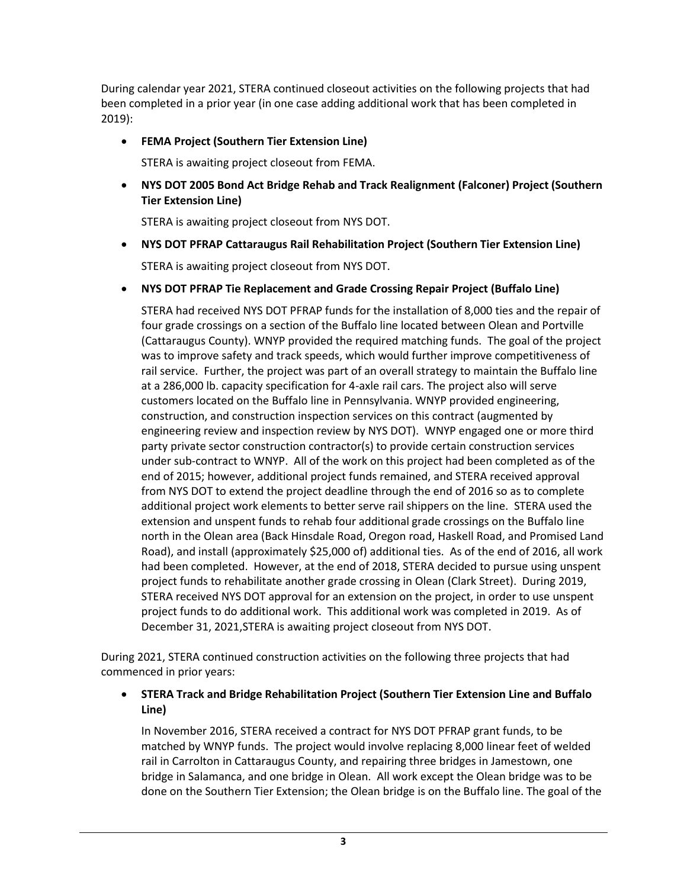During calendar year 2021, STERA continued closeout activities on the following projects that had been completed in a prior year (in one case adding additional work that has been completed in 2019):

- **FEMA Project (Southern Tier Extension Line)**

  STERA is awaiting project closeout from FEMA.

- **NYS DOT 2005 Bond Act Bridge Rehab and Track Realignment (Falconer) Project (Southern Tier Extension Line)**

  STERA is awaiting project closeout from NYS DOT.

- **NYS DOT PFRAP Cattaraugus Rail Rehabilitation Project (Southern Tier Extension Line)**

  STERA is awaiting project closeout from NYS DOT.

- **NYS DOT PFRAP Tie Replacement and Grade Crossing Repair Project (Buffalo Line)**

  STERA had received NYS DOT PFRAP funds for the installation of 8,000 ties and the repair of four grade crossings on a section of the Buffalo line located between Olean and Portville (Cattaraugus County). WNYP provided the required matching funds. The goal of the project was to improve safety and track speeds, which would further improve competitiveness of rail service. Further, the project was part of an overall strategy to maintain the Buffalo line at a 286,000 lb. capacity specification for 4-axle rail cars. The project also will serve customers located on the Buffalo line in Pennsylvania. WNYP provided engineering, construction, and construction inspection services on this contract (augmented by engineering review and inspection review by NYS DOT). WNYP engaged one or more third party private sector construction contractor(s) to provide certain construction services under sub-contract to WNYP. All of the work on this project had been completed as of the end of 2015; however, additional project funds remained, and STERA received approval from NYS DOT to extend the project deadline through the end of 2016 so as to complete additional project work elements to better serve rail shippers on the line. STERA used the extension and unspent funds to rehab four additional grade crossings on the Buffalo line north in the Olean area (Back Hinsdale Road, Oregon road, Haskell Road, and Promised Land Road), and install (approximately $25,000 of) additional ties. As of the end of 2016, all work had been completed. However, at the end of 2018, STERA decided to pursue using unspent project funds to rehabilitate another grade crossing in Olean (Clark Street). During 2019, STERA received NYS DOT approval for an extension on the project, in order to use unspent project funds to do additional work. This additional work was completed in 2019. As of December 31, 2021,STERA is awaiting project closeout from NYS DOT.

During 2021, STERA continued construction activities on the following three projects that had commenced in prior years:

- **STERA Track and Bridge Rehabilitation Project (Southern Tier Extension Line and Buffalo Line)**

  In November 2016, STERA received a contract for NYS DOT PFRAP grant funds, to be matched by WNYP funds. The project would involve replacing 8,000 linear feet of welded rail in Carrolton in Cattaraugus County, and repairing three bridges in Jamestown, one bridge in Salamanca, and one bridge in Olean. All work except the Olean bridge was to be done on the Southern Tier Extension; the Olean bridge is on the Buffalo line. The goal of the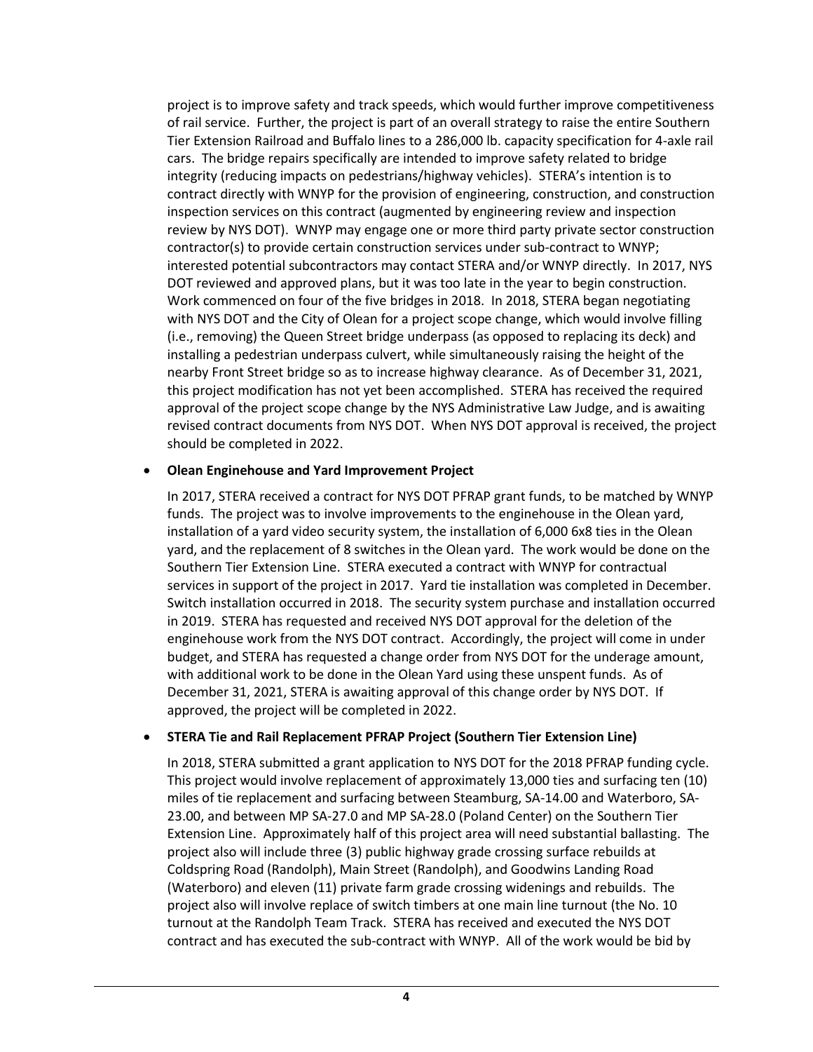project is to improve safety and track speeds, which would further improve competitiveness of rail service. Further, the project is part of an overall strategy to raise the entire Southern Tier Extension Railroad and Buffalo lines to a 286,000 lb. capacity specification for 4-axle rail cars. The bridge repairs specifically are intended to improve safety related to bridge integrity (reducing impacts on pedestrians/highway vehicles). STERA's intention is to contract directly with WNYP for the provision of engineering, construction, and construction inspection services on this contract (augmented by engineering review and inspection review by NYS DOT). WNYP may engage one or more third party private sector construction contractor(s) to provide certain construction services under sub-contract to WNYP; interested potential subcontractors may contact STERA and/or WNYP directly. In 2017, NYS DOT reviewed and approved plans, but it was too late in the year to begin construction. Work commenced on four of the five bridges in 2018. In 2018, STERA began negotiating with NYS DOT and the City of Olean for a project scope change, which would involve filling (i.e., removing) the Queen Street bridge underpass (as opposed to replacing its deck) and installing a pedestrian underpass culvert, while simultaneously raising the height of the nearby Front Street bridge so as to increase highway clearance. As of December 31, 2021, this project modification has not yet been accomplished. STERA has received the required approval of the project scope change by the NYS Administrative Law Judge, and is awaiting revised contract documents from NYS DOT. When NYS DOT approval is received, the project should be completed in 2022.

- **Olean Enginehouse and Yard Improvement Project**

  In 2017, STERA received a contract for NYS DOT PFRAP grant funds, to be matched by WNYP funds. The project was to involve improvements to the enginehouse in the Olean yard, installation of a yard video security system, the installation of 6,000 6x8 ties in the Olean yard, and the replacement of 8 switches in the Olean yard. The work would be done on the Southern Tier Extension Line. STERA executed a contract with WNYP for contractual services in support of the project in 2017. Yard tie installation was completed in December. Switch installation occurred in 2018. The security system purchase and installation occurred in 2019. STERA has requested and received NYS DOT approval for the deletion of the enginehouse work from the NYS DOT contract. Accordingly, the project will come in under budget, and STERA has requested a change order from NYS DOT for the underage amount, with additional work to be done in the Olean Yard using these unspent funds. As of December 31, 2021, STERA is awaiting approval of this change order by NYS DOT. If approved, the project will be completed in 2022.

- **STERA Tie and Rail Replacement PFRAP Project (Southern Tier Extension Line)**

  In 2018, STERA submitted a grant application to NYS DOT for the 2018 PFRAP funding cycle. This project would involve replacement of approximately 13,000 ties and surfacing ten (10) miles of tie replacement and surfacing between Steamburg, SA-14.00 and Waterboro, SA-23.00, and between MP SA-27.0 and MP SA-28.0 (Poland Center) on the Southern Tier Extension Line. Approximately half of this project area will need substantial ballasting. The project also will include three (3) public highway grade crossing surface rebuilds at Coldspring Road (Randolph), Main Street (Randolph), and Goodwins Landing Road (Waterboro) and eleven (11) private farm grade crossing widenings and rebuilds. The project also will involve replace of switch timbers at one main line turnout (the No. 10 turnout at the Randolph Team Track. STERA has received and executed the NYS DOT contract and has executed the sub-contract with WNYP. All of the work would be bid by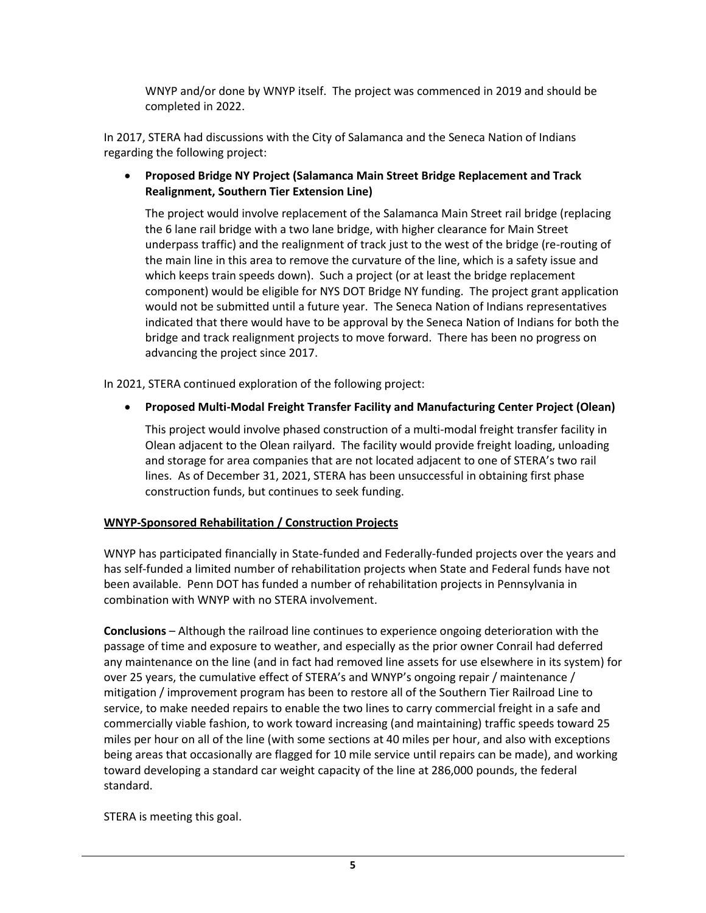WNYP and/or done by WNYP itself. The project was commenced in 2019 and should be completed in 2022.

In 2017, STERA had discussions with the City of Salamanca and the Seneca Nation of Indians regarding the following project:

- **Proposed Bridge NY Project (Salamanca Main Street Bridge Replacement and Track Realignment, Southern Tier Extension Line)**

  The project would involve replacement of the Salamanca Main Street rail bridge (replacing the 6 lane rail bridge with a two lane bridge, with higher clearance for Main Street underpass traffic) and the realignment of track just to the west of the bridge (re-routing of the main line in this area to remove the curvature of the line, which is a safety issue and which keeps train speeds down). Such a project (or at least the bridge replacement component) would be eligible for NYS DOT Bridge NY funding. The project grant application would not be submitted until a future year. The Seneca Nation of Indians representatives indicated that there would have to be approval by the Seneca Nation of Indians for both the bridge and track realignment projects to move forward. There has been no progress on advancing the project since 2017.

In 2021, STERA continued exploration of the following project:

- **Proposed Multi-Modal Freight Transfer Facility and Manufacturing Center Project (Olean)**

  This project would involve phased construction of a multi-modal freight transfer facility in Olean adjacent to the Olean railyard. The facility would provide freight loading, unloading and storage for area companies that are not located adjacent to one of STERA's two rail lines. As of December 31, 2021, STERA has been unsuccessful in obtaining first phase construction funds, but continues to seek funding.

**<u>WNYP-Sponsored Rehabilitation / Construction Projects</u>**

WNYP has participated financially in State-funded and Federally-funded projects over the years and has self-funded a limited number of rehabilitation projects when State and Federal funds have not been available. Penn DOT has funded a number of rehabilitation projects in Pennsylvania in combination with WNYP with no STERA involvement.

**Conclusions** – Although the railroad line continues to experience ongoing deterioration with the passage of time and exposure to weather, and especially as the prior owner Conrail had deferred any maintenance on the line (and in fact had removed line assets for use elsewhere in its system) for over 25 years, the cumulative effect of STERA's and WNYP's ongoing repair / maintenance / mitigation / improvement program has been to restore all of the Southern Tier Railroad Line to service, to make needed repairs to enable the two lines to carry commercial freight in a safe and commercially viable fashion, to work toward increasing (and maintaining) traffic speeds toward 25 miles per hour on all of the line (with some sections at 40 miles per hour, and also with exceptions being areas that occasionally are flagged for 10 mile service until repairs can be made), and working toward developing a standard car weight capacity of the line at 286,000 pounds, the federal standard.

STERA is meeting this goal.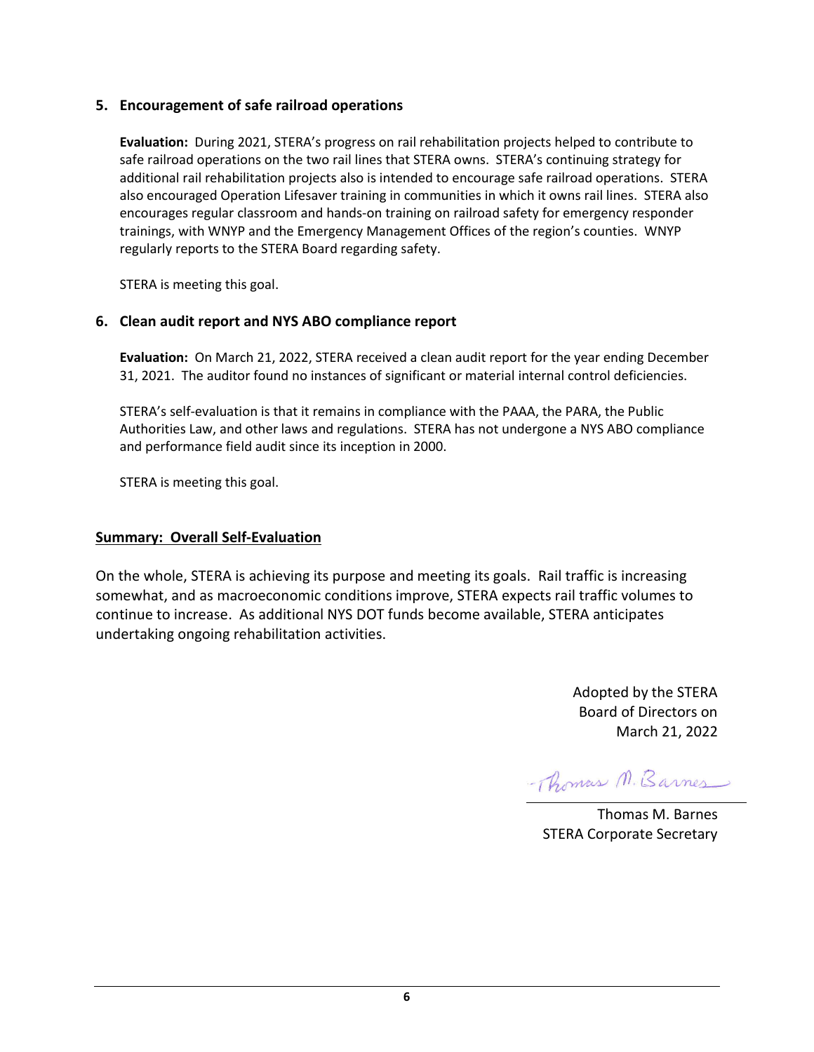## 5. Encouragement of safe railroad operations

**Evaluation:** During 2021, STERA's progress on rail rehabilitation projects helped to contribute to safe railroad operations on the two rail lines that STERA owns. STERA's continuing strategy for additional rail rehabilitation projects also is intended to encourage safe railroad operations. STERA also encouraged Operation Lifesaver training in communities in which it owns rail lines. STERA also encourages regular classroom and hands-on training on railroad safety for emergency responder trainings, with WNYP and the Emergency Management Offices of the region's counties. WNYP regularly reports to the STERA Board regarding safety.

STERA is meeting this goal.

## 6. Clean audit report and NYS ABO compliance report

**Evaluation:** On March 21, 2022, STERA received a clean audit report for the year ending December 31, 2021. The auditor found no instances of significant or material internal control deficiencies.

STERA's self-evaluation is that it remains in compliance with the PAAA, the PARA, the Public Authorities Law, and other laws and regulations. STERA has not undergone a NYS ABO compliance and performance field audit since its inception in 2000.

STERA is meeting this goal.

## Summary: Overall Self-Evaluation

On the whole, STERA is achieving its purpose and meeting its goals. Rail traffic is increasing somewhat, and as macroeconomic conditions improve, STERA expects rail traffic volumes to continue to increase. As additional NYS DOT funds become available, STERA anticipates undertaking ongoing rehabilitation activities.

Adopted by the STERA
Board of Directors on
March 21, 2022

Thomas M. Barnes

Thomas M. Barnes
STERA Corporate Secretary